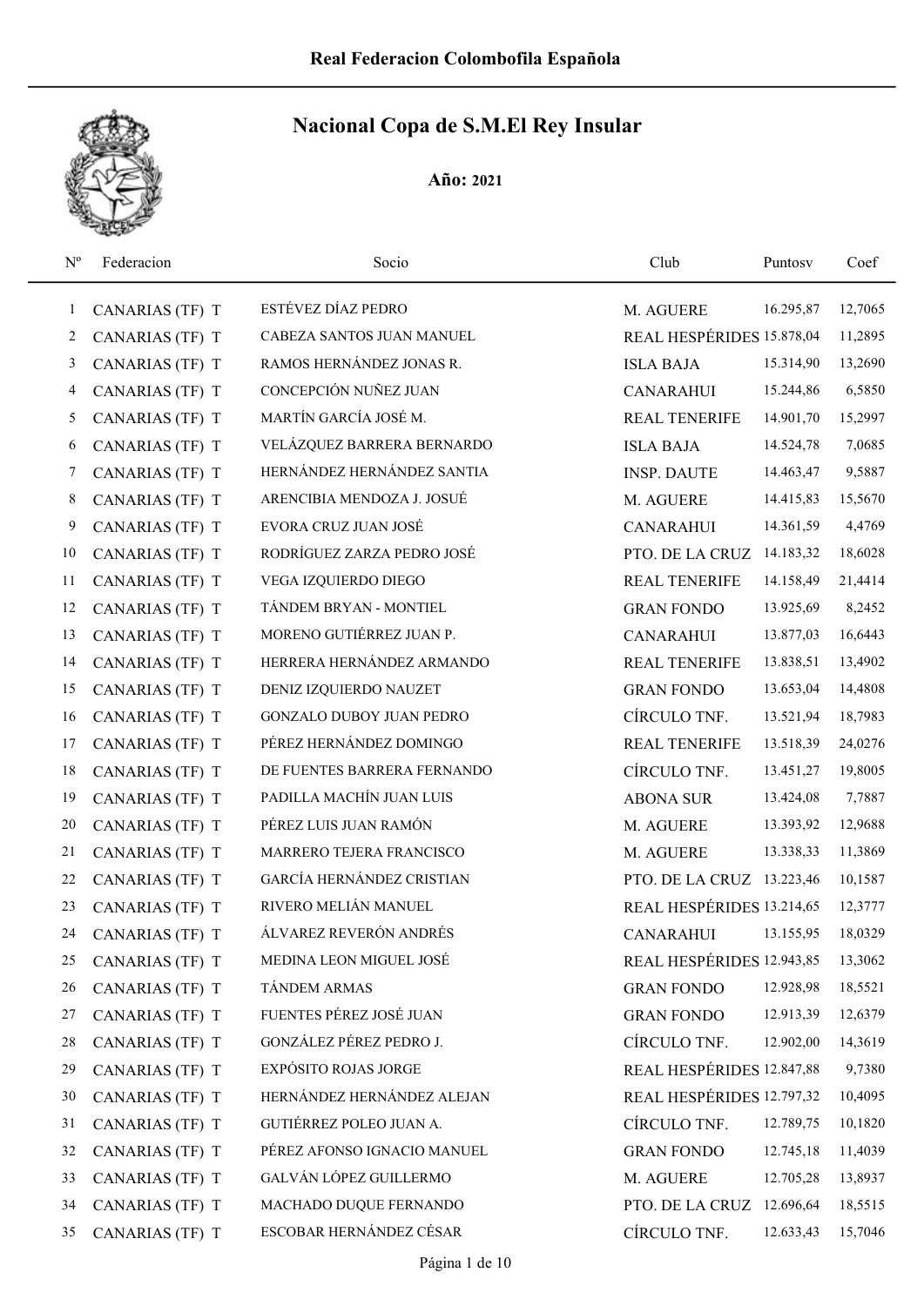Real Federacion Colombofila Española

# Nacional Copa de S.M.El Rey Insular

**Año: 2021**

| Nº | Federacion | Socio | Club | Puntosv | Coef |
|---|---|---|---|---|---|
| 1 | CANARIAS (TF) T | ESTÉVEZ DÍAZ PEDRO | M. AGUERE | 16.295,87 | 12,7065 |
| 2 | CANARIAS (TF) T | CABEZA SANTOS JUAN MANUEL | REAL HESPÉRIDES | 15.878,04 | 11,2895 |
| 3 | CANARIAS (TF) T | RAMOS HERNÁNDEZ JONAS R. | ISLA BAJA | 15.314,90 | 13,2690 |
| 4 | CANARIAS (TF) T | CONCEPCIÓN NUÑEZ JUAN | CANARAHUI | 15.244,86 | 6,5850 |
| 5 | CANARIAS (TF) T | MARTÍN GARCÍA JOSÉ M. | REAL TENERIFE | 14.901,70 | 15,2997 |
| 6 | CANARIAS (TF) T | VELÁZQUEZ BARRERA BERNARDO | ISLA BAJA | 14.524,78 | 7,0685 |
| 7 | CANARIAS (TF) T | HERNÁNDEZ HERNÁNDEZ SANTIA | INSP. DAUTE | 14.463,47 | 9,5887 |
| 8 | CANARIAS (TF) T | ARENCIBIA MENDOZA J. JOSUÉ | M. AGUERE | 14.415,83 | 15,5670 |
| 9 | CANARIAS (TF) T | EVORA CRUZ JUAN JOSÉ | CANARAHUI | 14.361,59 | 4,4769 |
| 10 | CANARIAS (TF) T | RODRÍGUEZ ZARZA PEDRO JOSÉ | PTO. DE LA CRUZ | 14.183,32 | 18,6028 |
| 11 | CANARIAS (TF) T | VEGA IZQUIERDO DIEGO | REAL TENERIFE | 14.158,49 | 21,4414 |
| 12 | CANARIAS (TF) T | TÁNDEM BRYAN - MONTIEL | GRAN FONDO | 13.925,69 | 8,2452 |
| 13 | CANARIAS (TF) T | MORENO GUTIÉRREZ JUAN P. | CANARAHUI | 13.877,03 | 16,6443 |
| 14 | CANARIAS (TF) T | HERRERA HERNÁNDEZ ARMANDO | REAL TENERIFE | 13.838,51 | 13,4902 |
| 15 | CANARIAS (TF) T | DENIZ IZQUIERDO NAUZET | GRAN FONDO | 13.653,04 | 14,4808 |
| 16 | CANARIAS (TF) T | GONZALO DUBOY JUAN PEDRO | CÍRCULO TNF. | 13.521,94 | 18,7983 |
| 17 | CANARIAS (TF) T | PÉREZ HERNÁNDEZ DOMINGO | REAL TENERIFE | 13.518,39 | 24,0276 |
| 18 | CANARIAS (TF) T | DE FUENTES BARRERA FERNANDO | CÍRCULO TNF. | 13.451,27 | 19,8005 |
| 19 | CANARIAS (TF) T | PADILLA MACHÍN JUAN LUIS | ABONA SUR | 13.424,08 | 7,7887 |
| 20 | CANARIAS (TF) T | PÉREZ LUIS JUAN RAMÓN | M. AGUERE | 13.393,92 | 12,9688 |
| 21 | CANARIAS (TF) T | MARRERO TEJERA FRANCISCO | M. AGUERE | 13.338,33 | 11,3869 |
| 22 | CANARIAS (TF) T | GARCÍA HERNÁNDEZ CRISTIAN | PTO. DE LA CRUZ | 13.223,46 | 10,1587 |
| 23 | CANARIAS (TF) T | RIVERO MELIÁN MANUEL | REAL HESPÉRIDES | 13.214,65 | 12,3777 |
| 24 | CANARIAS (TF) T | ÁLVAREZ REVERÓN ANDRÉS | CANARAHUI | 13.155,95 | 18,0329 |
| 25 | CANARIAS (TF) T | MEDINA LEON MIGUEL JOSÉ | REAL HESPÉRIDES | 12.943,85 | 13,3062 |
| 26 | CANARIAS (TF) T | TÁNDEM ARMAS | GRAN FONDO | 12.928,98 | 18,5521 |
| 27 | CANARIAS (TF) T | FUENTES PÉREZ JOSÉ JUAN | GRAN FONDO | 12.913,39 | 12,6379 |
| 28 | CANARIAS (TF) T | GONZÁLEZ PÉREZ PEDRO J. | CÍRCULO TNF. | 12.902,00 | 14,3619 |
| 29 | CANARIAS (TF) T | EXPÓSITO ROJAS JORGE | REAL HESPÉRIDES | 12.847,88 | 9,7380 |
| 30 | CANARIAS (TF) T | HERNÁNDEZ HERNÁNDEZ ALEJAN | REAL HESPÉRIDES | 12.797,32 | 10,4095 |
| 31 | CANARIAS (TF) T | GUTIÉRREZ POLEO JUAN A. | CÍRCULO TNF. | 12.789,75 | 10,1820 |
| 32 | CANARIAS (TF) T | PÉREZ AFONSO IGNACIO MANUEL | GRAN FONDO | 12.745,18 | 11,4039 |
| 33 | CANARIAS (TF) T | GALVÁN LÓPEZ GUILLERMO | M. AGUERE | 12.705,28 | 13,8937 |
| 34 | CANARIAS (TF) T | MACHADO DUQUE FERNANDO | PTO. DE LA CRUZ | 12.696,64 | 18,5515 |
| 35 | CANARIAS (TF) T | ESCOBAR HERNÁNDEZ CÉSAR | CÍRCULO TNF. | 12.633,43 | 15,7046 |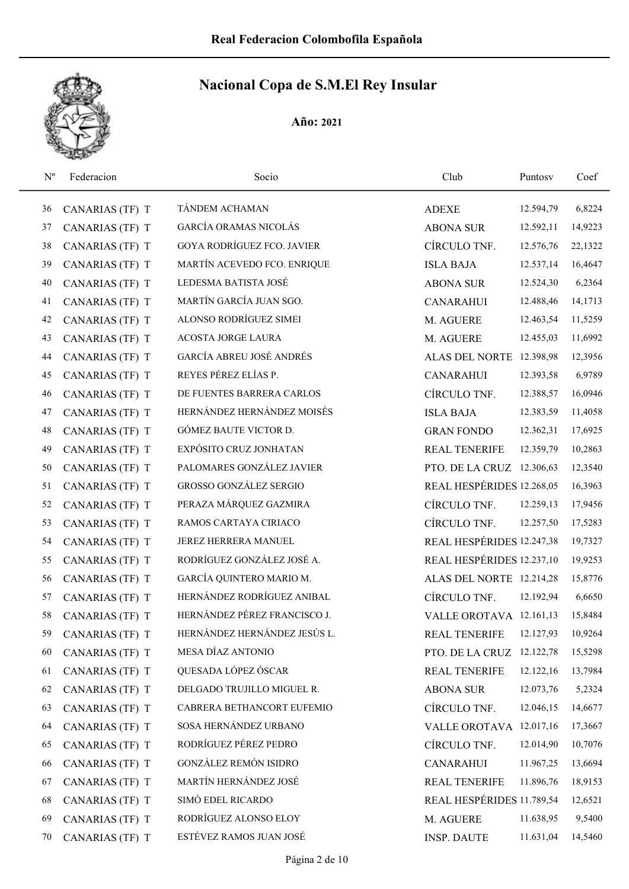# Real Federacion Colombofila Española

## Nacional Copa de S.M.El Rey Insular

**Año: 2021**

| Nº | Federacion | Socio | Club | Puntosv | Coef |
|---|---|---|---|---|---|
| 36 | CANARIAS (TF) T | TÁNDEM ACHAMAN | ADEXE | 12.594,79 | 6,8224 |
| 37 | CANARIAS (TF) T | GARCÍA ORAMAS NICOLÁS | ABONA SUR | 12.592,11 | 14,9223 |
| 38 | CANARIAS (TF) T | GOYA RODRÍGUEZ FCO. JAVIER | CÍRCULO TNF. | 12.576,76 | 22,1322 |
| 39 | CANARIAS (TF) T | MARTÍN ACEVEDO FCO. ENRIQUE | ISLA BAJA | 12.537,14 | 16,4647 |
| 40 | CANARIAS (TF) T | LEDESMA BATISTA JOSÉ | ABONA SUR | 12.524,30 | 6,2364 |
| 41 | CANARIAS (TF) T | MARTÍN GARCÍA JUAN SGO. | CANARAHUI | 12.488,46 | 14,1713 |
| 42 | CANARIAS (TF) T | ALONSO RODRÍGUEZ SIMEI | M. AGUERE | 12.463,54 | 11,5259 |
| 43 | CANARIAS (TF) T | ACOSTA JORGE LAURA | M. AGUERE | 12.455,03 | 11,6992 |
| 44 | CANARIAS (TF) T | GARCÍA ABREU JOSÉ ANDRÉS | ALAS DEL NORTE | 12.398,98 | 12,3956 |
| 45 | CANARIAS (TF) T | REYES PÉREZ ELÍAS P. | CANARAHUI | 12.393,58 | 6,9789 |
| 46 | CANARIAS (TF) T | DE FUENTES BARRERA CARLOS | CÍRCULO TNF. | 12.388,57 | 16,0946 |
| 47 | CANARIAS (TF) T | HERNÁNDEZ HERNÁNDEZ MOISÉS | ISLA BAJA | 12.383,59 | 11,4058 |
| 48 | CANARIAS (TF) T | GÓMEZ BAUTE VICTOR D. | GRAN FONDO | 12.362,31 | 17,6925 |
| 49 | CANARIAS (TF) T | EXPÓSITO CRUZ JONHATAN | REAL TENERIFE | 12.359,79 | 10,2863 |
| 50 | CANARIAS (TF) T | PALOMARES GONZÁLEZ JAVIER | PTO. DE LA CRUZ | 12.306,63 | 12,3540 |
| 51 | CANARIAS (TF) T | GROSSO GONZÁLEZ SERGIO | REAL HESPÉRIDES | 12.268,05 | 16,3963 |
| 52 | CANARIAS (TF) T | PERAZA MÁRQUEZ GAZMIRA | CÍRCULO TNF. | 12.259,13 | 17,9456 |
| 53 | CANARIAS (TF) T | RAMOS CARTAYA CIRIACO | CÍRCULO TNF. | 12.257,50 | 17,5283 |
| 54 | CANARIAS (TF) T | JEREZ HERRERA MANUEL | REAL HESPÉRIDES | 12.247,38 | 19,7327 |
| 55 | CANARIAS (TF) T | RODRÍGUEZ GONZÁLEZ JOSÉ A. | REAL HESPÉRIDES | 12.237,10 | 19,9253 |
| 56 | CANARIAS (TF) T | GARCÍA QUINTERO MARIO M. | ALAS DEL NORTE | 12.214,28 | 15,8776 |
| 57 | CANARIAS (TF) T | HERNÁNDEZ RODRÍGUEZ ANIBAL | CÍRCULO TNF. | 12.192,94 | 6,6650 |
| 58 | CANARIAS (TF) T | HERNÁNDEZ PÉREZ FRANCISCO J. | VALLE OROTAVA | 12.161,13 | 15,8484 |
| 59 | CANARIAS (TF) T | HERNÁNDEZ HERNÁNDEZ JESÚS L. | REAL TENERIFE | 12.127,93 | 10,9264 |
| 60 | CANARIAS (TF) T | MESA DÍAZ ANTONIO | PTO. DE LA CRUZ | 12.122,78 | 15,5298 |
| 61 | CANARIAS (TF) T | QUESADA LÓPEZ ÓSCAR | REAL TENERIFE | 12.122,16 | 13,7984 |
| 62 | CANARIAS (TF) T | DELGADO TRUJILLO MIGUEL R. | ABONA SUR | 12.073,76 | 5,2324 |
| 63 | CANARIAS (TF) T | CABRERA BETHANCORT EUFEMIO | CÍRCULO TNF. | 12.046,15 | 14,6677 |
| 64 | CANARIAS (TF) T | SOSA HERNÁNDEZ URBANO | VALLE OROTAVA | 12.017,16 | 17,3667 |
| 65 | CANARIAS (TF) T | RODRÍGUEZ PÉREZ PEDRO | CÍRCULO TNF. | 12.014,90 | 10,7076 |
| 66 | CANARIAS (TF) T | GONZÁLEZ REMÓN ISIDRO | CANARAHUI | 11.967,25 | 13,6694 |
| 67 | CANARIAS (TF) T | MARTÍN HERNÁNDEZ JOSÉ | REAL TENERIFE | 11.896,76 | 18,9153 |
| 68 | CANARIAS (TF) T | SIMÓ EDEL RICARDO | REAL HESPÉRIDES | 11.789,54 | 12,6521 |
| 69 | CANARIAS (TF) T | RODRÍGUEZ ALONSO ELOY | M. AGUERE | 11.638,95 | 9,5400 |
| 70 | CANARIAS (TF) T | ESTÉVEZ RAMOS JUAN JOSÉ | INSP. DAUTE | 11.631,04 | 14,5460 |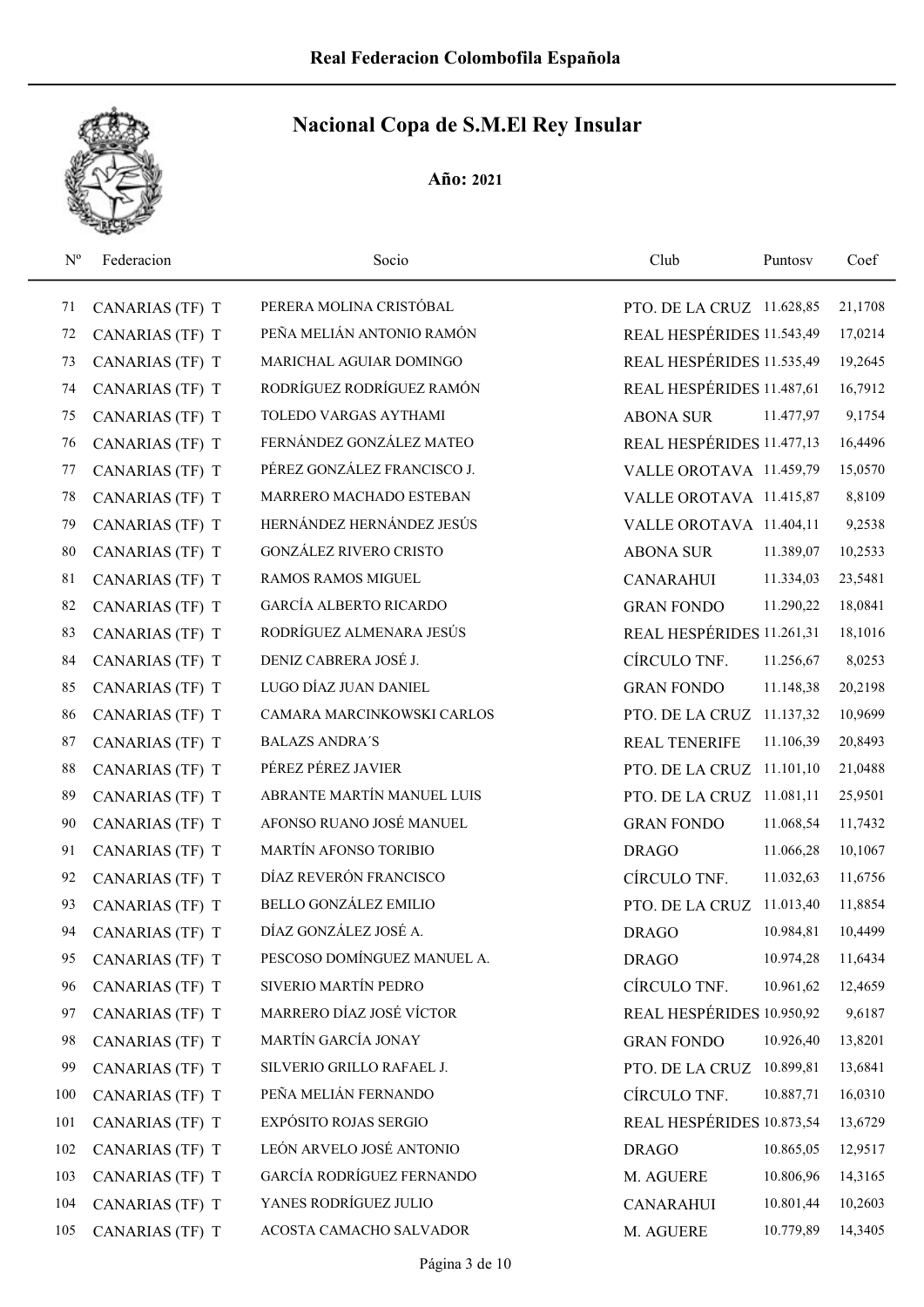# Real Federacion Colombofila Española

## Nacional Copa de S.M.El Rey Insular

### Año: 2021

| Nº | Federacion | Socio | Club | Puntosv | Coef |
|---|---|---|---|---|---|
| 71 | CANARIAS (TF) T | PERERA MOLINA CRISTÓBAL | PTO. DE LA CRUZ | 11.628,85 | 21,1708 |
| 72 | CANARIAS (TF) T | PEÑA MELIÁN ANTONIO RAMÓN | REAL HESPÉRIDES | 11.543,49 | 17,0214 |
| 73 | CANARIAS (TF) T | MARICHAL AGUIAR DOMINGO | REAL HESPÉRIDES | 11.535,49 | 19,2645 |
| 74 | CANARIAS (TF) T | RODRÍGUEZ RODRÍGUEZ RAMÓN | REAL HESPÉRIDES | 11.487,61 | 16,7912 |
| 75 | CANARIAS (TF) T | TOLEDO VARGAS AYTHAMI | ABONA SUR | 11.477,97 | 9,1754 |
| 76 | CANARIAS (TF) T | FERNÁNDEZ GONZÁLEZ MATEO | REAL HESPÉRIDES | 11.477,13 | 16,4496 |
| 77 | CANARIAS (TF) T | PÉREZ GONZÁLEZ FRANCISCO J. | VALLE OROTAVA | 11.459,79 | 15,0570 |
| 78 | CANARIAS (TF) T | MARRERO MACHADO ESTEBAN | VALLE OROTAVA | 11.415,87 | 8,8109 |
| 79 | CANARIAS (TF) T | HERNÁNDEZ HERNÁNDEZ JESÚS | VALLE OROTAVA | 11.404,11 | 9,2538 |
| 80 | CANARIAS (TF) T | GONZÁLEZ RIVERO CRISTO | ABONA SUR | 11.389,07 | 10,2533 |
| 81 | CANARIAS (TF) T | RAMOS RAMOS MIGUEL | CANARAHUI | 11.334,03 | 23,5481 |
| 82 | CANARIAS (TF) T | GARCÍA ALBERTO RICARDO | GRAN FONDO | 11.290,22 | 18,0841 |
| 83 | CANARIAS (TF) T | RODRÍGUEZ ALMENARA JESÚS | REAL HESPÉRIDES | 11.261,31 | 18,1016 |
| 84 | CANARIAS (TF) T | DENIZ CABRERA JOSÉ J. | CÍRCULO TNF. | 11.256,67 | 8,0253 |
| 85 | CANARIAS (TF) T | LUGO DÍAZ JUAN DANIEL | GRAN FONDO | 11.148,38 | 20,2198 |
| 86 | CANARIAS (TF) T | CAMARA MARCINKOWSKI CARLOS | PTO. DE LA CRUZ | 11.137,32 | 10,9699 |
| 87 | CANARIAS (TF) T | BALAZS ANDRA´S | REAL TENERIFE | 11.106,39 | 20,8493 |
| 88 | CANARIAS (TF) T | PÉREZ PÉREZ JAVIER | PTO. DE LA CRUZ | 11.101,10 | 21,0488 |
| 89 | CANARIAS (TF) T | ABRANTE MARTÍN MANUEL LUIS | PTO. DE LA CRUZ | 11.081,11 | 25,9501 |
| 90 | CANARIAS (TF) T | AFONSO RUANO JOSÉ MANUEL | GRAN FONDO | 11.068,54 | 11,7432 |
| 91 | CANARIAS (TF) T | MARTÍN AFONSO TORIBIO | DRAGO | 11.066,28 | 10,1067 |
| 92 | CANARIAS (TF) T | DÍAZ REVERÓN FRANCISCO | CÍRCULO TNF. | 11.032,63 | 11,6756 |
| 93 | CANARIAS (TF) T | BELLO GONZÁLEZ EMILIO | PTO. DE LA CRUZ | 11.013,40 | 11,8854 |
| 94 | CANARIAS (TF) T | DÍAZ GONZÁLEZ JOSÉ A. | DRAGO | 10.984,81 | 10,4499 |
| 95 | CANARIAS (TF) T | PESCOSO DOMÍNGUEZ MANUEL A. | DRAGO | 10.974,28 | 11,6434 |
| 96 | CANARIAS (TF) T | SIVERIO MARTÍN PEDRO | CÍRCULO TNF. | 10.961,62 | 12,4659 |
| 97 | CANARIAS (TF) T | MARRERO DÍAZ JOSÉ VÍCTOR | REAL HESPÉRIDES | 10.950,92 | 9,6187 |
| 98 | CANARIAS (TF) T | MARTÍN GARCÍA JONAY | GRAN FONDO | 10.926,40 | 13,8201 |
| 99 | CANARIAS (TF) T | SILVERIO GRILLO RAFAEL J. | PTO. DE LA CRUZ | 10.899,81 | 13,6841 |
| 100 | CANARIAS (TF) T | PEÑA MELIÁN FERNANDO | CÍRCULO TNF. | 10.887,71 | 16,0310 |
| 101 | CANARIAS (TF) T | EXPÓSITO ROJAS SERGIO | REAL HESPÉRIDES | 10.873,54 | 13,6729 |
| 102 | CANARIAS (TF) T | LEÓN ARVELO JOSÉ ANTONIO | DRAGO | 10.865,05 | 12,9517 |
| 103 | CANARIAS (TF) T | GARCÍA RODRÍGUEZ FERNANDO | M. AGUERE | 10.806,96 | 14,3165 |
| 104 | CANARIAS (TF) T | YANES RODRÍGUEZ JULIO | CANARAHUI | 10.801,44 | 10,2603 |
| 105 | CANARIAS (TF) T | ACOSTA CAMACHO SALVADOR | M. AGUERE | 10.779,89 | 14,3405 |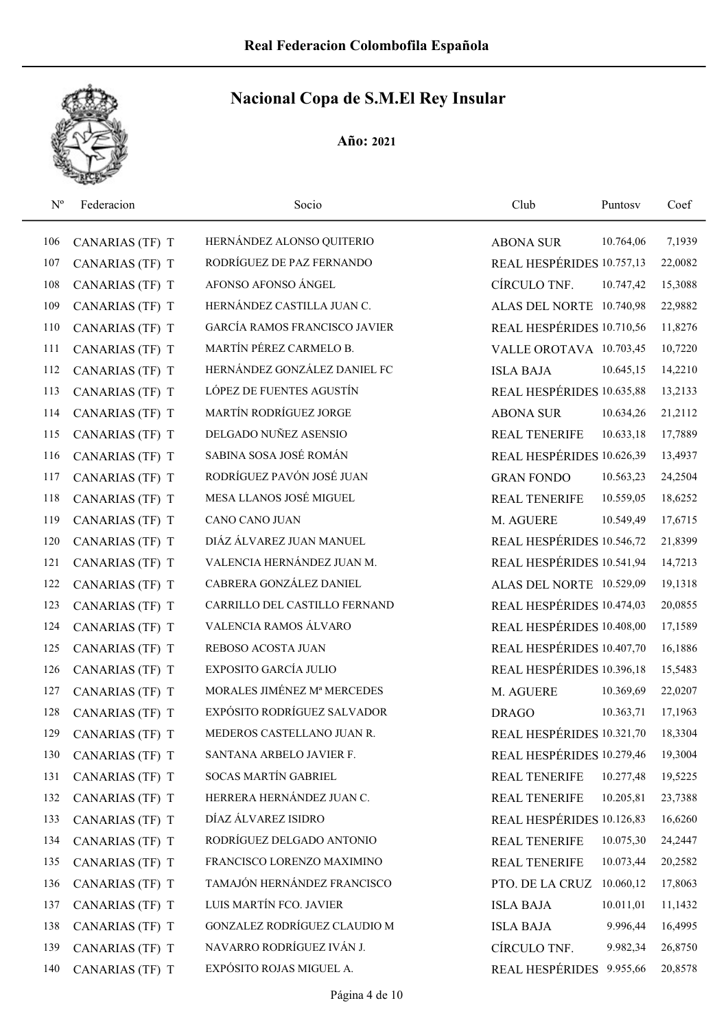# Real Federacion Colombofila Española

## Nacional Copa de S.M.El Rey Insular

**Año: 2021**

| Nº | Federacion | Socio | Club | Puntosv | Coef |
|---|---|---|---|---|---|
| 106 | CANARIAS (TF) T | HERNÁNDEZ ALONSO QUITERIO | ABONA SUR | 10.764,06 | 7,1939 |
| 107 | CANARIAS (TF) T | RODRÍGUEZ DE PAZ FERNANDO | REAL HESPÉRIDES | 10.757,13 | 22,0082 |
| 108 | CANARIAS (TF) T | AFONSO AFONSO ÁNGEL | CÍRCULO TNF. | 10.747,42 | 15,3088 |
| 109 | CANARIAS (TF) T | HERNÁNDEZ CASTILLA JUAN C. | ALAS DEL NORTE | 10.740,98 | 22,9882 |
| 110 | CANARIAS (TF) T | GARCÍA RAMOS FRANCISCO JAVIER | REAL HESPÉRIDES | 10.710,56 | 11,8276 |
| 111 | CANARIAS (TF) T | MARTÍN PÉREZ CARMELO B. | VALLE OROTAVA | 10.703,45 | 10,7220 |
| 112 | CANARIAS (TF) T | HERNÁNDEZ GONZÁLEZ DANIEL FC | ISLA BAJA | 10.645,15 | 14,2210 |
| 113 | CANARIAS (TF) T | LÓPEZ DE FUENTES AGUSTÍN | REAL HESPÉRIDES | 10.635,88 | 13,2133 |
| 114 | CANARIAS (TF) T | MARTÍN RODRÍGUEZ JORGE | ABONA SUR | 10.634,26 | 21,2112 |
| 115 | CANARIAS (TF) T | DELGADO NUÑEZ ASENSIO | REAL TENERIFE | 10.633,18 | 17,7889 |
| 116 | CANARIAS (TF) T | SABINA SOSA JOSÉ ROMÁN | REAL HESPÉRIDES | 10.626,39 | 13,4937 |
| 117 | CANARIAS (TF) T | RODRÍGUEZ PAVÓN JOSÉ JUAN | GRAN FONDO | 10.563,23 | 24,2504 |
| 118 | CANARIAS (TF) T | MESA LLANOS JOSÉ MIGUEL | REAL TENERIFE | 10.559,05 | 18,6252 |
| 119 | CANARIAS (TF) T | CANO CANO JUAN | M. AGUERE | 10.549,49 | 17,6715 |
| 120 | CANARIAS (TF) T | DIÁZ ÁLVAREZ JUAN MANUEL | REAL HESPÉRIDES | 10.546,72 | 21,8399 |
| 121 | CANARIAS (TF) T | VALENCIA HERNÁNDEZ JUAN M. | REAL HESPÉRIDES | 10.541,94 | 14,7213 |
| 122 | CANARIAS (TF) T | CABRERA GONZÁLEZ DANIEL | ALAS DEL NORTE | 10.529,09 | 19,1318 |
| 123 | CANARIAS (TF) T | CARRILLO DEL CASTILLO FERNAND | REAL HESPÉRIDES | 10.474,03 | 20,0855 |
| 124 | CANARIAS (TF) T | VALENCIA RAMOS ÁLVARO | REAL HESPÉRIDES | 10.408,00 | 17,1589 |
| 125 | CANARIAS (TF) T | REBOSO ACOSTA JUAN | REAL HESPÉRIDES | 10.407,70 | 16,1886 |
| 126 | CANARIAS (TF) T | EXPOSITO GARCÍA JULIO | REAL HESPÉRIDES | 10.396,18 | 15,5483 |
| 127 | CANARIAS (TF) T | MORALES JIMÉNEZ Mª MERCEDES | M. AGUERE | 10.369,69 | 22,0207 |
| 128 | CANARIAS (TF) T | EXPÓSITO RODRÍGUEZ SALVADOR | DRAGO | 10.363,71 | 17,1963 |
| 129 | CANARIAS (TF) T | MEDEROS CASTELLANO JUAN R. | REAL HESPÉRIDES | 10.321,70 | 18,3304 |
| 130 | CANARIAS (TF) T | SANTANA ARBELO JAVIER F. | REAL HESPÉRIDES | 10.279,46 | 19,3004 |
| 131 | CANARIAS (TF) T | SOCAS MARTÍN GABRIEL | REAL TENERIFE | 10.277,48 | 19,5225 |
| 132 | CANARIAS (TF) T | HERRERA HERNÁNDEZ JUAN C. | REAL TENERIFE | 10.205,81 | 23,7388 |
| 133 | CANARIAS (TF) T | DÍAZ ÁLVAREZ ISIDRO | REAL HESPÉRIDES | 10.126,83 | 16,6260 |
| 134 | CANARIAS (TF) T | RODRÍGUEZ DELGADO ANTONIO | REAL TENERIFE | 10.075,30 | 24,2447 |
| 135 | CANARIAS (TF) T | FRANCISCO LORENZO MAXIMINO | REAL TENERIFE | 10.073,44 | 20,2582 |
| 136 | CANARIAS (TF) T | TAMAJÓN HERNÁNDEZ FRANCISCO | PTO. DE LA CRUZ | 10.060,12 | 17,8063 |
| 137 | CANARIAS (TF) T | LUIS MARTÍN FCO. JAVIER | ISLA BAJA | 10.011,01 | 11,1432 |
| 138 | CANARIAS (TF) T | GONZALEZ RODRÍGUEZ CLAUDIO M | ISLA BAJA | 9.996,44 | 16,4995 |
| 139 | CANARIAS (TF) T | NAVARRO RODRÍGUEZ IVÁN J. | CÍRCULO TNF. | 9.982,34 | 26,8750 |
| 140 | CANARIAS (TF) T | EXPÓSITO ROJAS MIGUEL A. | REAL HESPÉRIDES | 9.955,66 | 20,8578 |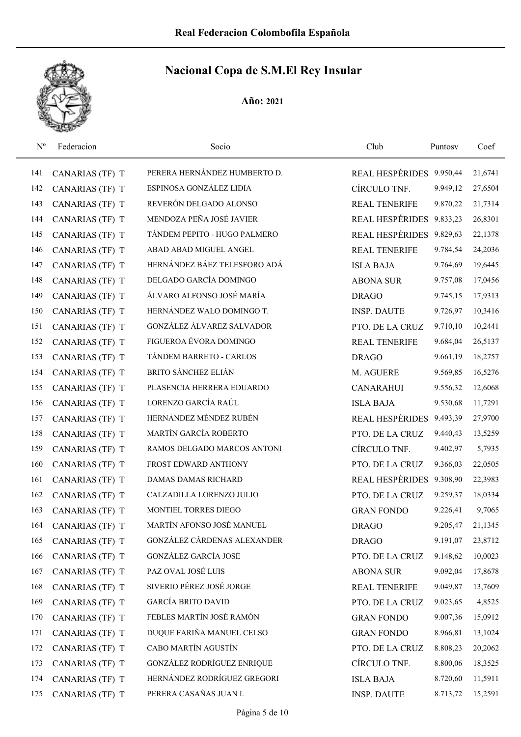# Real Federacion Colombofila Española

## Nacional Copa de S.M.El Rey Insular

**Año: 2021**

| Nº | Federacion | Socio | Club | Puntosv | Coef |
|---|---|---|---|---|---|
| 141 | CANARIAS (TF) T | PERERA HERNÁNDEZ HUMBERTO D. | REAL HESPÉRIDES | 9.950,44 | 21,6741 |
| 142 | CANARIAS (TF) T | ESPINOSA GONZÁLEZ LIDIA | CÍRCULO TNF. | 9.949,12 | 27,6504 |
| 143 | CANARIAS (TF) T | REVERÓN DELGADO ALONSO | REAL TENERIFE | 9.870,22 | 21,7314 |
| 144 | CANARIAS (TF) T | MENDOZA PEÑA JOSÉ JAVIER | REAL HESPÉRIDES | 9.833,23 | 26,8301 |
| 145 | CANARIAS (TF) T | TÁNDEM PEPITO - HUGO PALMERO | REAL HESPÉRIDES | 9.829,63 | 22,1378 |
| 146 | CANARIAS (TF) T | ABAD ABAD MIGUEL ANGEL | REAL TENERIFE | 9.784,54 | 24,2036 |
| 147 | CANARIAS (TF) T | HERNÁNDEZ BÁEZ TELESFORO ADÁ | ISLA BAJA | 9.764,69 | 19,6445 |
| 148 | CANARIAS (TF) T | DELGADO GARCÍA DOMINGO | ABONA SUR | 9.757,08 | 17,0456 |
| 149 | CANARIAS (TF) T | ÁLVARO ALFONSO JOSÉ MARÍA | DRAGO | 9.745,15 | 17,9313 |
| 150 | CANARIAS (TF) T | HERNÁNDEZ WALO DOMINGO T. | INSP. DAUTE | 9.726,97 | 10,3416 |
| 151 | CANARIAS (TF) T | GONZÁLEZ ÁLVAREZ SALVADOR | PTO. DE LA CRUZ | 9.710,10 | 10,2441 |
| 152 | CANARIAS (TF) T | FIGUEROA ÉVORA DOMINGO | REAL TENERIFE | 9.684,04 | 26,5137 |
| 153 | CANARIAS (TF) T | TÁNDEM BARRETO - CARLOS | DRAGO | 9.661,19 | 18,2757 |
| 154 | CANARIAS (TF) T | BRITO SÁNCHEZ ELIÁN | M. AGUERE | 9.569,85 | 16,5276 |
| 155 | CANARIAS (TF) T | PLASENCIA HERRERA EDUARDO | CANARAHUI | 9.556,32 | 12,6068 |
| 156 | CANARIAS (TF) T | LORENZO GARCÍA RAÚL | ISLA BAJA | 9.530,68 | 11,7291 |
| 157 | CANARIAS (TF) T | HERNÁNDEZ MÉNDEZ RUBÉN | REAL HESPÉRIDES | 9.493,39 | 27,9700 |
| 158 | CANARIAS (TF) T | MARTÍN GARCÍA ROBERTO | PTO. DE LA CRUZ | 9.440,43 | 13,5259 |
| 159 | CANARIAS (TF) T | RAMOS DELGADO MARCOS ANTONI | CÍRCULO TNF. | 9.402,97 | 5,7935 |
| 160 | CANARIAS (TF) T | FROST EDWARD ANTHONY | PTO. DE LA CRUZ | 9.366,03 | 22,0505 |
| 161 | CANARIAS (TF) T | DAMAS DAMAS RICHARD | REAL HESPÉRIDES | 9.308,90 | 22,3983 |
| 162 | CANARIAS (TF) T | CALZADILLA LORENZO JULIO | PTO. DE LA CRUZ | 9.259,37 | 18,0334 |
| 163 | CANARIAS (TF) T | MONTIEL TORRES DIEGO | GRAN FONDO | 9.226,41 | 9,7065 |
| 164 | CANARIAS (TF) T | MARTÍN AFONSO JOSÉ MANUEL | DRAGO | 9.205,47 | 21,1345 |
| 165 | CANARIAS (TF) T | GONZÁLEZ CÁRDENAS ALEXANDER | DRAGO | 9.191,07 | 23,8712 |
| 166 | CANARIAS (TF) T | GONZÁLEZ GARCÍA JOSÉ | PTO. DE LA CRUZ | 9.148,62 | 10,0023 |
| 167 | CANARIAS (TF) T | PAZ OVAL JOSÉ LUIS | ABONA SUR | 9.092,04 | 17,8678 |
| 168 | CANARIAS (TF) T | SIVERIO PÉREZ JOSÉ JORGE | REAL TENERIFE | 9.049,87 | 13,7609 |
| 169 | CANARIAS (TF) T | GARCÍA BRITO DAVID | PTO. DE LA CRUZ | 9.023,65 | 4,8525 |
| 170 | CANARIAS (TF) T | FEBLES MARTÍN JOSÉ RAMÓN | GRAN FONDO | 9.007,36 | 15,0912 |
| 171 | CANARIAS (TF) T | DUQUE FARIÑA MANUEL CELSO | GRAN FONDO | 8.966,81 | 13,1024 |
| 172 | CANARIAS (TF) T | CABO MARTÍN AGUSTÍN | PTO. DE LA CRUZ | 8.808,23 | 20,2062 |
| 173 | CANARIAS (TF) T | GONZÁLEZ RODRÍGUEZ ENRIQUE | CÍRCULO TNF. | 8.800,06 | 18,3525 |
| 174 | CANARIAS (TF) T | HERNÁNDEZ RODRÍGUEZ GREGORI | ISLA BAJA | 8.720,60 | 11,5911 |
| 175 | CANARIAS (TF) T | PERERA CASAÑAS JUAN I. | INSP. DAUTE | 8.713,72 | 15,2591 |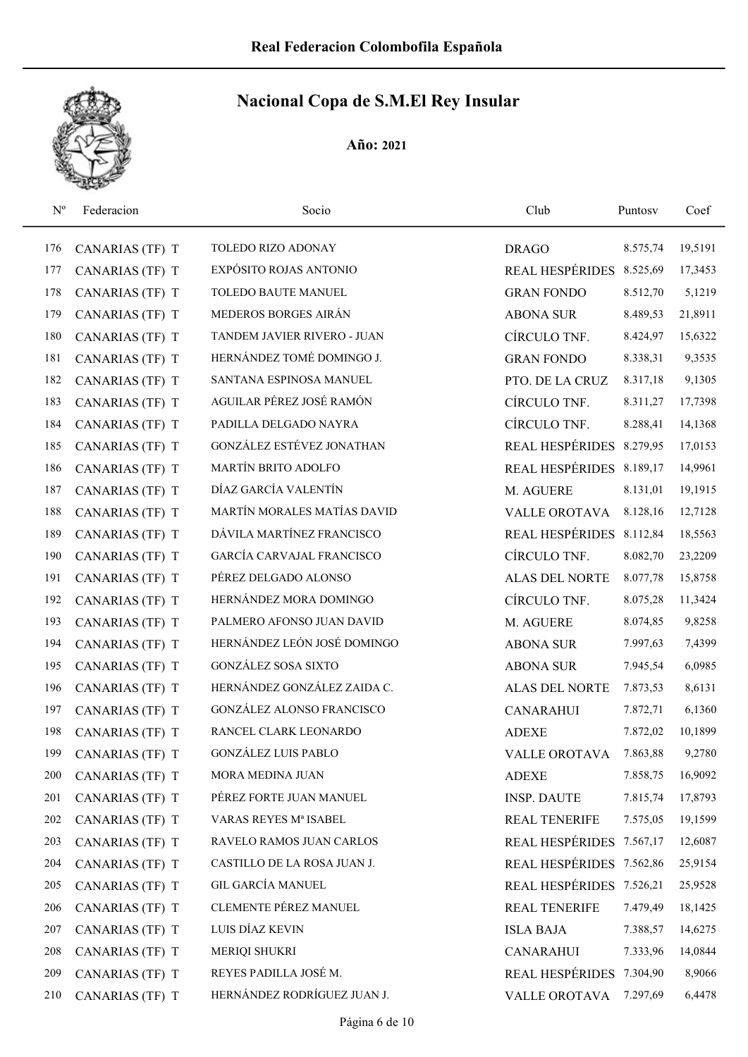# Real Federacion Colombofila Española

## Nacional Copa de S.M.El Rey Insular

**Año: 2021**

| Nº | Federacion | Socio | Club | Puntosv | Coef |
|---|---|---|---|---|---|
| 176 | CANARIAS (TF) T | TOLEDO RIZO ADONAY | DRAGO | 8.575,74 | 19,5191 |
| 177 | CANARIAS (TF) T | EXPÓSITO ROJAS ANTONIO | REAL HESPÉRIDES | 8.525,69 | 17,3453 |
| 178 | CANARIAS (TF) T | TOLEDO BAUTE MANUEL | GRAN FONDO | 8.512,70 | 5,1219 |
| 179 | CANARIAS (TF) T | MEDEROS BORGES AIRÁN | ABONA SUR | 8.489,53 | 21,8911 |
| 180 | CANARIAS (TF) T | TANDEM JAVIER RIVERO - JUAN | CÍRCULO TNF. | 8.424,97 | 15,6322 |
| 181 | CANARIAS (TF) T | HERNÁNDEZ TOMÉ DOMINGO J. | GRAN FONDO | 8.338,31 | 9,3535 |
| 182 | CANARIAS (TF) T | SANTANA ESPINOSA MANUEL | PTO. DE LA CRUZ | 8.317,18 | 9,1305 |
| 183 | CANARIAS (TF) T | AGUILAR PÉREZ JOSÉ RAMÓN | CÍRCULO TNF. | 8.311,27 | 17,7398 |
| 184 | CANARIAS (TF) T | PADILLA DELGADO NAYRA | CÍRCULO TNF. | 8.288,41 | 14,1368 |
| 185 | CANARIAS (TF) T | GONZÁLEZ ESTÉVEZ JONATHAN | REAL HESPÉRIDES | 8.279,95 | 17,0153 |
| 186 | CANARIAS (TF) T | MARTÍN BRITO ADOLFO | REAL HESPÉRIDES | 8.189,17 | 14,9961 |
| 187 | CANARIAS (TF) T | DÍAZ GARCÍA VALENTÍN | M. AGUERE | 8.131,01 | 19,1915 |
| 188 | CANARIAS (TF) T | MARTÍN MORALES MATÍAS DAVID | VALLE OROTAVA | 8.128,16 | 12,7128 |
| 189 | CANARIAS (TF) T | DÁVILA MARTÍNEZ FRANCISCO | REAL HESPÉRIDES | 8.112,84 | 18,5563 |
| 190 | CANARIAS (TF) T | GARCÍA CARVAJAL FRANCISCO | CÍRCULO TNF. | 8.082,70 | 23,2209 |
| 191 | CANARIAS (TF) T | PÉREZ DELGADO ALONSO | ALAS DEL NORTE | 8.077,78 | 15,8758 |
| 192 | CANARIAS (TF) T | HERNÁNDEZ MORA DOMINGO | CÍRCULO TNF. | 8.075,28 | 11,3424 |
| 193 | CANARIAS (TF) T | PALMERO AFONSO JUAN DAVID | M. AGUERE | 8.074,85 | 9,8258 |
| 194 | CANARIAS (TF) T | HERNÁNDEZ LEÓN JOSÉ DOMINGO | ABONA SUR | 7.997,63 | 7,4399 |
| 195 | CANARIAS (TF) T | GONZÁLEZ SOSA SIXTO | ABONA SUR | 7.945,54 | 6,0985 |
| 196 | CANARIAS (TF) T | HERNÁNDEZ GONZÁLEZ ZAIDA C. | ALAS DEL NORTE | 7.873,53 | 8,6131 |
| 197 | CANARIAS (TF) T | GONZÁLEZ ALONSO FRANCISCO | CANARAHUI | 7.872,71 | 6,1360 |
| 198 | CANARIAS (TF) T | RANCEL CLARK LEONARDO | ADEXE | 7.872,02 | 10,1899 |
| 199 | CANARIAS (TF) T | GONZÁLEZ LUIS PABLO | VALLE OROTAVA | 7.863,88 | 9,2780 |
| 200 | CANARIAS (TF) T | MORA MEDINA JUAN | ADEXE | 7.858,75 | 16,9092 |
| 201 | CANARIAS (TF) T | PÉREZ FORTE JUAN MANUEL | INSP. DAUTE | 7.815,74 | 17,8793 |
| 202 | CANARIAS (TF) T | VARAS REYES Mª ISABEL | REAL TENERIFE | 7.575,05 | 19,1599 |
| 203 | CANARIAS (TF) T | RAVELO RAMOS JUAN CARLOS | REAL HESPÉRIDES | 7.567,17 | 12,6087 |
| 204 | CANARIAS (TF) T | CASTILLO DE LA ROSA JUAN J. | REAL HESPÉRIDES | 7.562,86 | 25,9154 |
| 205 | CANARIAS (TF) T | GIL GARCÍA MANUEL | REAL HESPÉRIDES | 7.526,21 | 25,9528 |
| 206 | CANARIAS (TF) T | CLEMENTE PÉREZ MANUEL | REAL TENERIFE | 7.479,49 | 18,1425 |
| 207 | CANARIAS (TF) T | LUIS DÍAZ KEVIN | ISLA BAJA | 7.388,57 | 14,6275 |
| 208 | CANARIAS (TF) T | MERIQI SHUKRI | CANARAHUI | 7.333,96 | 14,0844 |
| 209 | CANARIAS (TF) T | REYES PADILLA JOSÉ M. | REAL HESPÉRIDES | 7.304,90 | 8,9066 |
| 210 | CANARIAS (TF) T | HERNÁNDEZ RODRÍGUEZ JUAN J. | VALLE OROTAVA | 7.297,69 | 6,4478 |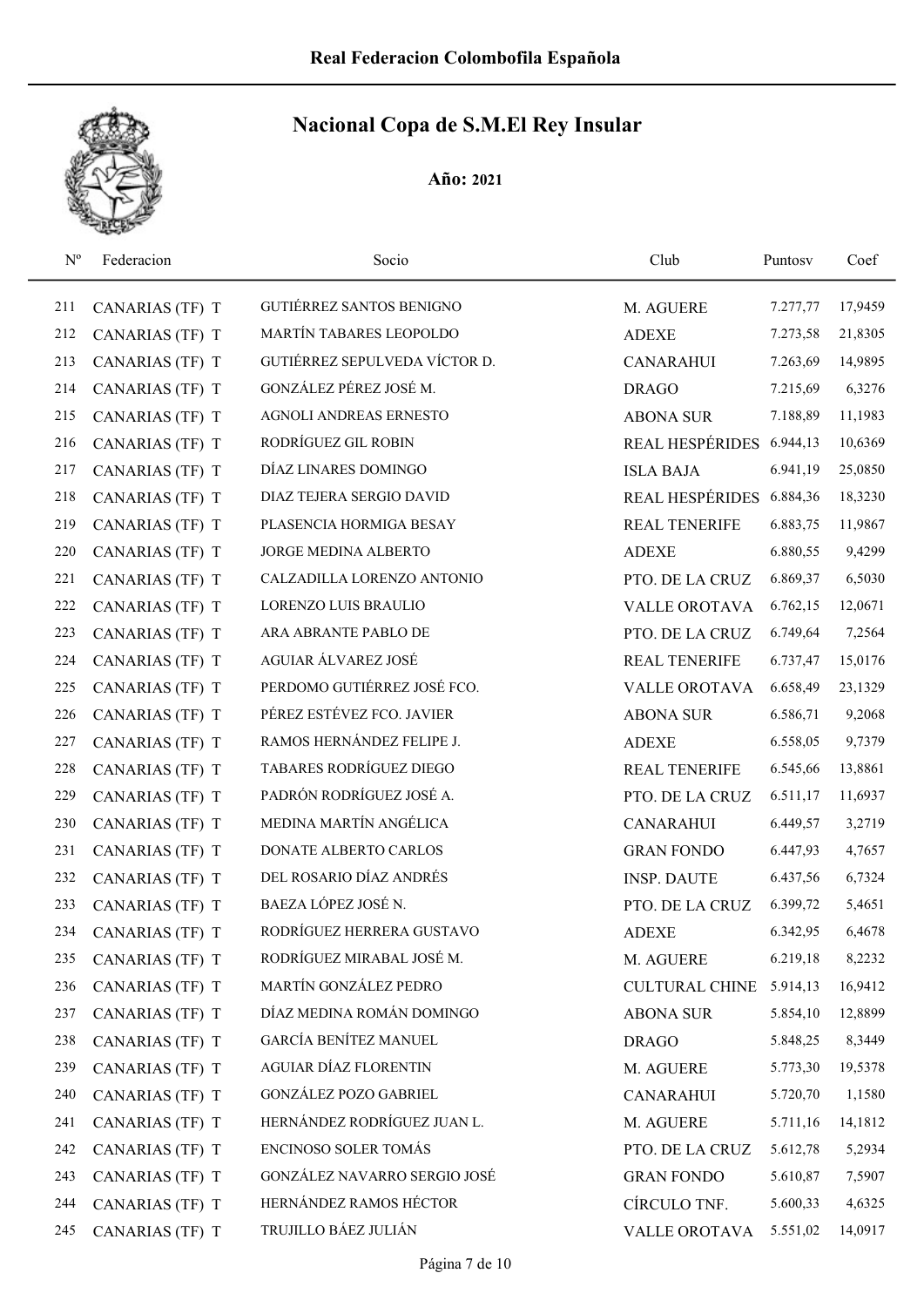# Real Federacion Colombofila Española

## Nacional Copa de S.M.El Rey Insular

**Año: 2021**

| Nº | Federacion | Socio | Club | Puntosv | Coef |
|---|---|---|---|---|---|
| 211 | CANARIAS (TF) T | GUTIÉRREZ SANTOS BENIGNO | M. AGUERE | 7.277,77 | 17,9459 |
| 212 | CANARIAS (TF) T | MARTÍN TABARES LEOPOLDO | ADEXE | 7.273,58 | 21,8305 |
| 213 | CANARIAS (TF) T | GUTIÉRREZ SEPULVEDA VÍCTOR D. | CANARAHUI | 7.263,69 | 14,9895 |
| 214 | CANARIAS (TF) T | GONZÁLEZ PÉREZ JOSÉ M. | DRAGO | 7.215,69 | 6,3276 |
| 215 | CANARIAS (TF) T | AGNOLI ANDREAS ERNESTO | ABONA SUR | 7.188,89 | 11,1983 |
| 216 | CANARIAS (TF) T | RODRÍGUEZ GIL ROBIN | REAL HESPÉRIDES | 6.944,13 | 10,6369 |
| 217 | CANARIAS (TF) T | DÍAZ LINARES DOMINGO | ISLA BAJA | 6.941,19 | 25,0850 |
| 218 | CANARIAS (TF) T | DIAZ TEJERA SERGIO DAVID | REAL HESPÉRIDES | 6.884,36 | 18,3230 |
| 219 | CANARIAS (TF) T | PLASENCIA HORMIGA BESAY | REAL TENERIFE | 6.883,75 | 11,9867 |
| 220 | CANARIAS (TF) T | JORGE MEDINA ALBERTO | ADEXE | 6.880,55 | 9,4299 |
| 221 | CANARIAS (TF) T | CALZADILLA LORENZO ANTONIO | PTO. DE LA CRUZ | 6.869,37 | 6,5030 |
| 222 | CANARIAS (TF) T | LORENZO LUIS BRAULIO | VALLE OROTAVA | 6.762,15 | 12,0671 |
| 223 | CANARIAS (TF) T | ARA ABRANTE PABLO DE | PTO. DE LA CRUZ | 6.749,64 | 7,2564 |
| 224 | CANARIAS (TF) T | AGUIAR ÁLVAREZ JOSÉ | REAL TENERIFE | 6.737,47 | 15,0176 |
| 225 | CANARIAS (TF) T | PERDOMO GUTIÉRREZ JOSÉ FCO. | VALLE OROTAVA | 6.658,49 | 23,1329 |
| 226 | CANARIAS (TF) T | PÉREZ ESTÉVEZ FCO. JAVIER | ABONA SUR | 6.586,71 | 9,2068 |
| 227 | CANARIAS (TF) T | RAMOS HERNÁNDEZ FELIPE J. | ADEXE | 6.558,05 | 9,7379 |
| 228 | CANARIAS (TF) T | TABARES RODRÍGUEZ DIEGO | REAL TENERIFE | 6.545,66 | 13,8861 |
| 229 | CANARIAS (TF) T | PADRÓN RODRÍGUEZ JOSÉ A. | PTO. DE LA CRUZ | 6.511,17 | 11,6937 |
| 230 | CANARIAS (TF) T | MEDINA MARTÍN ANGÉLICA | CANARAHUI | 6.449,57 | 3,2719 |
| 231 | CANARIAS (TF) T | DONATE ALBERTO CARLOS | GRAN FONDO | 6.447,93 | 4,7657 |
| 232 | CANARIAS (TF) T | DEL ROSARIO DÍAZ ANDRÉS | INSP. DAUTE | 6.437,56 | 6,7324 |
| 233 | CANARIAS (TF) T | BAEZA LÓPEZ JOSÉ N. | PTO. DE LA CRUZ | 6.399,72 | 5,4651 |
| 234 | CANARIAS (TF) T | RODRÍGUEZ HERRERA GUSTAVO | ADEXE | 6.342,95 | 6,4678 |
| 235 | CANARIAS (TF) T | RODRÍGUEZ MIRABAL JOSÉ M. | M. AGUERE | 6.219,18 | 8,2232 |
| 236 | CANARIAS (TF) T | MARTÍN GONZÁLEZ PEDRO | CULTURAL CHINE | 5.914,13 | 16,9412 |
| 237 | CANARIAS (TF) T | DÍAZ MEDINA ROMÁN DOMINGO | ABONA SUR | 5.854,10 | 12,8899 |
| 238 | CANARIAS (TF) T | GARCÍA BENÍTEZ MANUEL | DRAGO | 5.848,25 | 8,3449 |
| 239 | CANARIAS (TF) T | AGUIAR DÍAZ FLORENTIN | M. AGUERE | 5.773,30 | 19,5378 |
| 240 | CANARIAS (TF) T | GONZÁLEZ POZO GABRIEL | CANARAHUI | 5.720,70 | 1,1580 |
| 241 | CANARIAS (TF) T | HERNÁNDEZ RODRÍGUEZ JUAN L. | M. AGUERE | 5.711,16 | 14,1812 |
| 242 | CANARIAS (TF) T | ENCINOSO SOLER TOMÁS | PTO. DE LA CRUZ | 5.612,78 | 5,2934 |
| 243 | CANARIAS (TF) T | GONZÁLEZ NAVARRO SERGIO JOSÉ | GRAN FONDO | 5.610,87 | 7,5907 |
| 244 | CANARIAS (TF) T | HERNÁNDEZ RAMOS HÉCTOR | CÍRCULO TNF. | 5.600,33 | 4,6325 |
| 245 | CANARIAS (TF) T | TRUJILLO BÁEZ JULIÁN | VALLE OROTAVA | 5.551,02 | 14,0917 |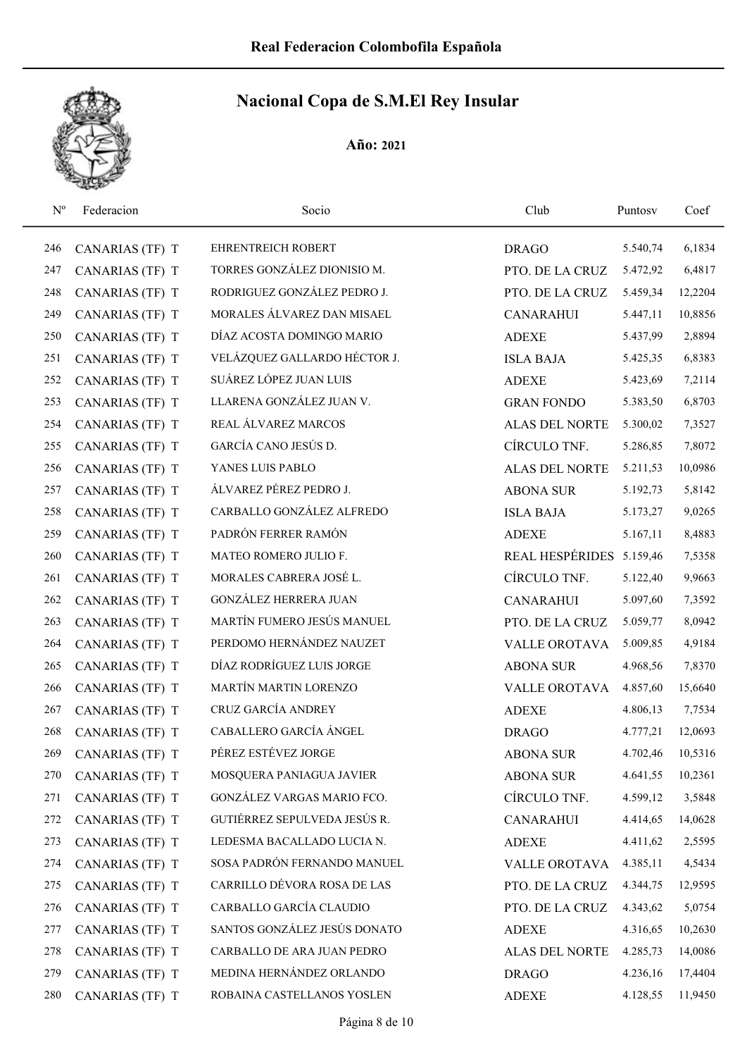# Real Federacion Colombofila Española

## Nacional Copa de S.M.El Rey Insular

**Año: 2021**

| Nº | Federacion | Socio | Club | Puntosv | Coef |
|---|---|---|---|---|---|
| 246 | CANARIAS (TF) T | EHRENTREICH ROBERT | DRAGO | 5.540,74 | 6,1834 |
| 247 | CANARIAS (TF) T | TORRES GONZÁLEZ DIONISIO M. | PTO. DE LA CRUZ | 5.472,92 | 6,4817 |
| 248 | CANARIAS (TF) T | RODRIGUEZ GONZÁLEZ PEDRO J. | PTO. DE LA CRUZ | 5.459,34 | 12,2204 |
| 249 | CANARIAS (TF) T | MORALES ÁLVAREZ DAN MISAEL | CANARAHUI | 5.447,11 | 10,8856 |
| 250 | CANARIAS (TF) T | DÍAZ ACOSTA DOMINGO MARIO | ADEXE | 5.437,99 | 2,8894 |
| 251 | CANARIAS (TF) T | VELÁZQUEZ GALLARDO HÉCTOR J. | ISLA BAJA | 5.425,35 | 6,8383 |
| 252 | CANARIAS (TF) T | SUÁREZ LÓPEZ JUAN LUIS | ADEXE | 5.423,69 | 7,2114 |
| 253 | CANARIAS (TF) T | LLARENA GONZÁLEZ JUAN V. | GRAN FONDO | 5.383,50 | 6,8703 |
| 254 | CANARIAS (TF) T | REAL ÁLVAREZ MARCOS | ALAS DEL NORTE | 5.300,02 | 7,3527 |
| 255 | CANARIAS (TF) T | GARCÍA CANO JESÚS D. | CÍRCULO TNF. | 5.286,85 | 7,8072 |
| 256 | CANARIAS (TF) T | YANES LUIS PABLO | ALAS DEL NORTE | 5.211,53 | 10,0986 |
| 257 | CANARIAS (TF) T | ÁLVAREZ PÉREZ PEDRO J. | ABONA SUR | 5.192,73 | 5,8142 |
| 258 | CANARIAS (TF) T | CARBALLO GONZÁLEZ ALFREDO | ISLA BAJA | 5.173,27 | 9,0265 |
| 259 | CANARIAS (TF) T | PADRÓN FERRER RAMÓN | ADEXE | 5.167,11 | 8,4883 |
| 260 | CANARIAS (TF) T | MATEO ROMERO JULIO F. | REAL HESPÉRIDES | 5.159,46 | 7,5358 |
| 261 | CANARIAS (TF) T | MORALES CABRERA JOSÉ L. | CÍRCULO TNF. | 5.122,40 | 9,9663 |
| 262 | CANARIAS (TF) T | GONZÁLEZ HERRERA JUAN | CANARAHUI | 5.097,60 | 7,3592 |
| 263 | CANARIAS (TF) T | MARTÍN FUMERO JESÚS MANUEL | PTO. DE LA CRUZ | 5.059,77 | 8,0942 |
| 264 | CANARIAS (TF) T | PERDOMO HERNÁNDEZ NAUZET | VALLE OROTAVA | 5.009,85 | 4,9184 |
| 265 | CANARIAS (TF) T | DÍAZ RODRÍGUEZ LUIS JORGE | ABONA SUR | 4.968,56 | 7,8370 |
| 266 | CANARIAS (TF) T | MARTÍN MARTIN LORENZO | VALLE OROTAVA | 4.857,60 | 15,6640 |
| 267 | CANARIAS (TF) T | CRUZ GARCÍA ANDREY | ADEXE | 4.806,13 | 7,7534 |
| 268 | CANARIAS (TF) T | CABALLERO GARCÍA ÁNGEL | DRAGO | 4.777,21 | 12,0693 |
| 269 | CANARIAS (TF) T | PÉREZ ESTÉVEZ JORGE | ABONA SUR | 4.702,46 | 10,5316 |
| 270 | CANARIAS (TF) T | MOSQUERA PANIAGUA JAVIER | ABONA SUR | 4.641,55 | 10,2361 |
| 271 | CANARIAS (TF) T | GONZÁLEZ VARGAS MARIO FCO. | CÍRCULO TNF. | 4.599,12 | 3,5848 |
| 272 | CANARIAS (TF) T | GUTIÉRREZ SEPULVEDA JESÚS R. | CANARAHUI | 4.414,65 | 14,0628 |
| 273 | CANARIAS (TF) T | LEDESMA BACALLADO LUCIA N. | ADEXE | 4.411,62 | 2,5595 |
| 274 | CANARIAS (TF) T | SOSA PADRÓN FERNANDO MANUEL | VALLE OROTAVA | 4.385,11 | 4,5434 |
| 275 | CANARIAS (TF) T | CARRILLO DÉVORA ROSA DE LAS | PTO. DE LA CRUZ | 4.344,75 | 12,9595 |
| 276 | CANARIAS (TF) T | CARBALLO GARCÍA CLAUDIO | PTO. DE LA CRUZ | 4.343,62 | 5,0754 |
| 277 | CANARIAS (TF) T | SANTOS GONZÁLEZ JESÚS DONATO | ADEXE | 4.316,65 | 10,2630 |
| 278 | CANARIAS (TF) T | CARBALLO DE ARA JUAN PEDRO | ALAS DEL NORTE | 4.285,73 | 14,0086 |
| 279 | CANARIAS (TF) T | MEDINA HERNÁNDEZ ORLANDO | DRAGO | 4.236,16 | 17,4404 |
| 280 | CANARIAS (TF) T | ROBAINA CASTELLANOS YOSLEN | ADEXE | 4.128,55 | 11,9450 |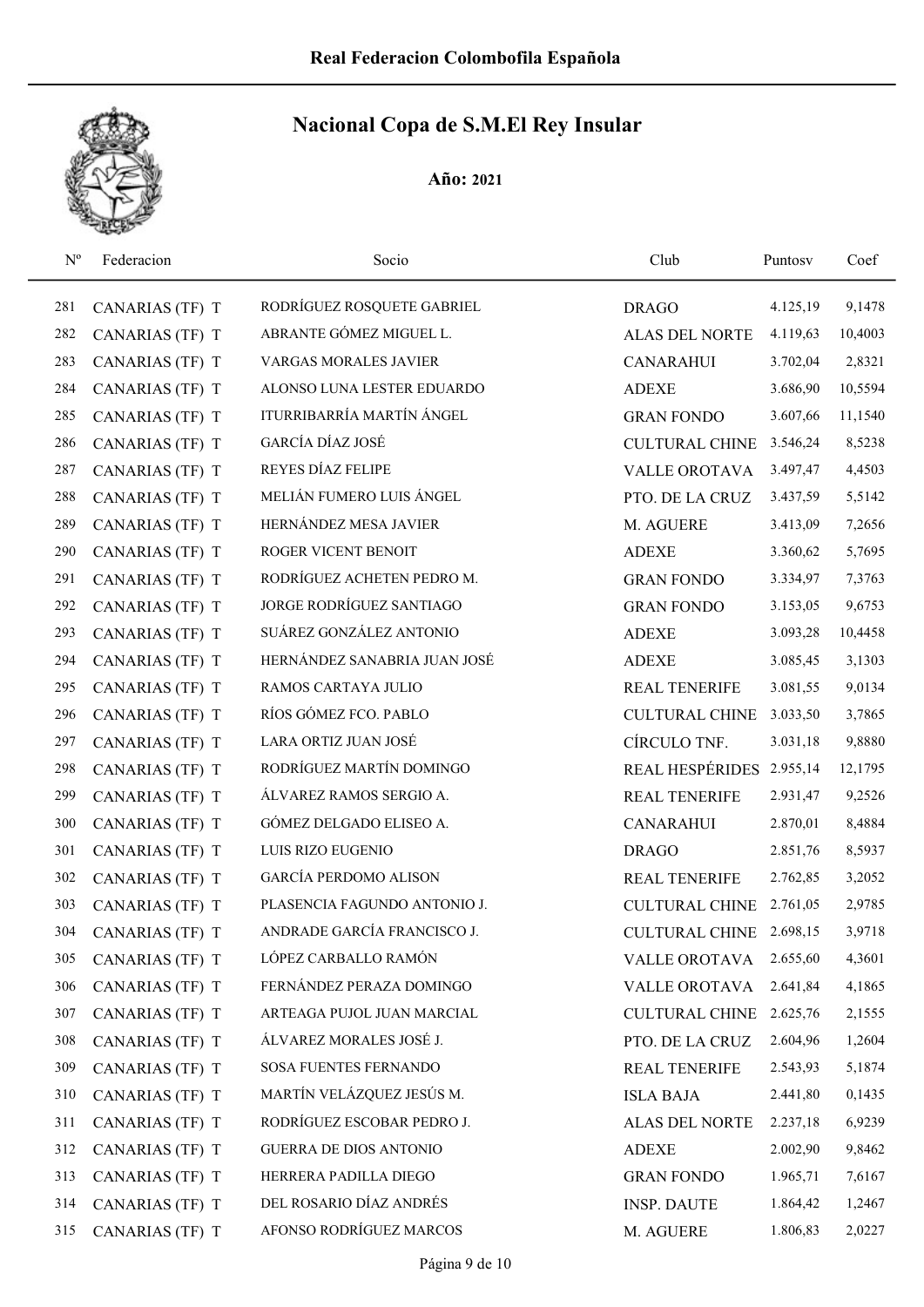Real Federacion Colombofila Española

# Nacional Copa de S.M.El Rey Insular

**Año: 2021**

| Nº | Federacion | Socio | Club | Puntosv | Coef |
|---|---|---|---|---|---|
| 281 | CANARIAS (TF) T | RODRÍGUEZ ROSQUETE GABRIEL | DRAGO | 4.125,19 | 9,1478 |
| 282 | CANARIAS (TF) T | ABRANTE GÓMEZ MIGUEL L. | ALAS DEL NORTE | 4.119,63 | 10,4003 |
| 283 | CANARIAS (TF) T | VARGAS MORALES JAVIER | CANARAHUI | 3.702,04 | 2,8321 |
| 284 | CANARIAS (TF) T | ALONSO LUNA LESTER EDUARDO | ADEXE | 3.686,90 | 10,5594 |
| 285 | CANARIAS (TF) T | ITURRIBARRÍA MARTÍN ÁNGEL | GRAN FONDO | 3.607,66 | 11,1540 |
| 286 | CANARIAS (TF) T | GARCÍA DÍAZ JOSÉ | CULTURAL CHINE | 3.546,24 | 8,5238 |
| 287 | CANARIAS (TF) T | REYES DÍAZ FELIPE | VALLE OROTAVA | 3.497,47 | 4,4503 |
| 288 | CANARIAS (TF) T | MELIÁN FUMERO LUIS ÁNGEL | PTO. DE LA CRUZ | 3.437,59 | 5,5142 |
| 289 | CANARIAS (TF) T | HERNÁNDEZ MESA JAVIER | M. AGUERE | 3.413,09 | 7,2656 |
| 290 | CANARIAS (TF) T | ROGER VICENT BENOIT | ADEXE | 3.360,62 | 5,7695 |
| 291 | CANARIAS (TF) T | RODRÍGUEZ ACHETEN PEDRO M. | GRAN FONDO | 3.334,97 | 7,3763 |
| 292 | CANARIAS (TF) T | JORGE RODRÍGUEZ SANTIAGO | GRAN FONDO | 3.153,05 | 9,6753 |
| 293 | CANARIAS (TF) T | SUÁREZ GONZÁLEZ ANTONIO | ADEXE | 3.093,28 | 10,4458 |
| 294 | CANARIAS (TF) T | HERNÁNDEZ SANABRIA JUAN JOSÉ | ADEXE | 3.085,45 | 3,1303 |
| 295 | CANARIAS (TF) T | RAMOS CARTAYA JULIO | REAL TENERIFE | 3.081,55 | 9,0134 |
| 296 | CANARIAS (TF) T | RÍOS GÓMEZ FCO. PABLO | CULTURAL CHINE | 3.033,50 | 3,7865 |
| 297 | CANARIAS (TF) T | LARA ORTIZ JUAN JOSÉ | CÍRCULO TNF. | 3.031,18 | 9,8880 |
| 298 | CANARIAS (TF) T | RODRÍGUEZ MARTÍN DOMINGO | REAL HESPÉRIDES | 2.955,14 | 12,1795 |
| 299 | CANARIAS (TF) T | ÁLVAREZ RAMOS SERGIO A. | REAL TENERIFE | 2.931,47 | 9,2526 |
| 300 | CANARIAS (TF) T | GÓMEZ DELGADO ELISEO A. | CANARAHUI | 2.870,01 | 8,4884 |
| 301 | CANARIAS (TF) T | LUIS RIZO EUGENIO | DRAGO | 2.851,76 | 8,5937 |
| 302 | CANARIAS (TF) T | GARCÍA PERDOMO ALISON | REAL TENERIFE | 2.762,85 | 3,2052 |
| 303 | CANARIAS (TF) T | PLASENCIA FAGUNDO ANTONIO J. | CULTURAL CHINE | 2.761,05 | 2,9785 |
| 304 | CANARIAS (TF) T | ANDRADE GARCÍA FRANCISCO J. | CULTURAL CHINE | 2.698,15 | 3,9718 |
| 305 | CANARIAS (TF) T | LÓPEZ CARBALLO RAMÓN | VALLE OROTAVA | 2.655,60 | 4,3601 |
| 306 | CANARIAS (TF) T | FERNÁNDEZ PERAZA DOMINGO | VALLE OROTAVA | 2.641,84 | 4,1865 |
| 307 | CANARIAS (TF) T | ARTEAGA PUJOL JUAN MARCIAL | CULTURAL CHINE | 2.625,76 | 2,1555 |
| 308 | CANARIAS (TF) T | ÁLVAREZ MORALES JOSÉ J. | PTO. DE LA CRUZ | 2.604,96 | 1,2604 |
| 309 | CANARIAS (TF) T | SOSA FUENTES FERNANDO | REAL TENERIFE | 2.543,93 | 5,1874 |
| 310 | CANARIAS (TF) T | MARTÍN VELÁZQUEZ JESÚS M. | ISLA BAJA | 2.441,80 | 0,1435 |
| 311 | CANARIAS (TF) T | RODRÍGUEZ ESCOBAR PEDRO J. | ALAS DEL NORTE | 2.237,18 | 6,9239 |
| 312 | CANARIAS (TF) T | GUERRA DE DIOS ANTONIO | ADEXE | 2.002,90 | 9,8462 |
| 313 | CANARIAS (TF) T | HERRERA PADILLA DIEGO | GRAN FONDO | 1.965,71 | 7,6167 |
| 314 | CANARIAS (TF) T | DEL ROSARIO DÍAZ ANDRÉS | INSP. DAUTE | 1.864,42 | 1,2467 |
| 315 | CANARIAS (TF) T | AFONSO RODRÍGUEZ MARCOS | M. AGUERE | 1.806,83 | 2,0227 |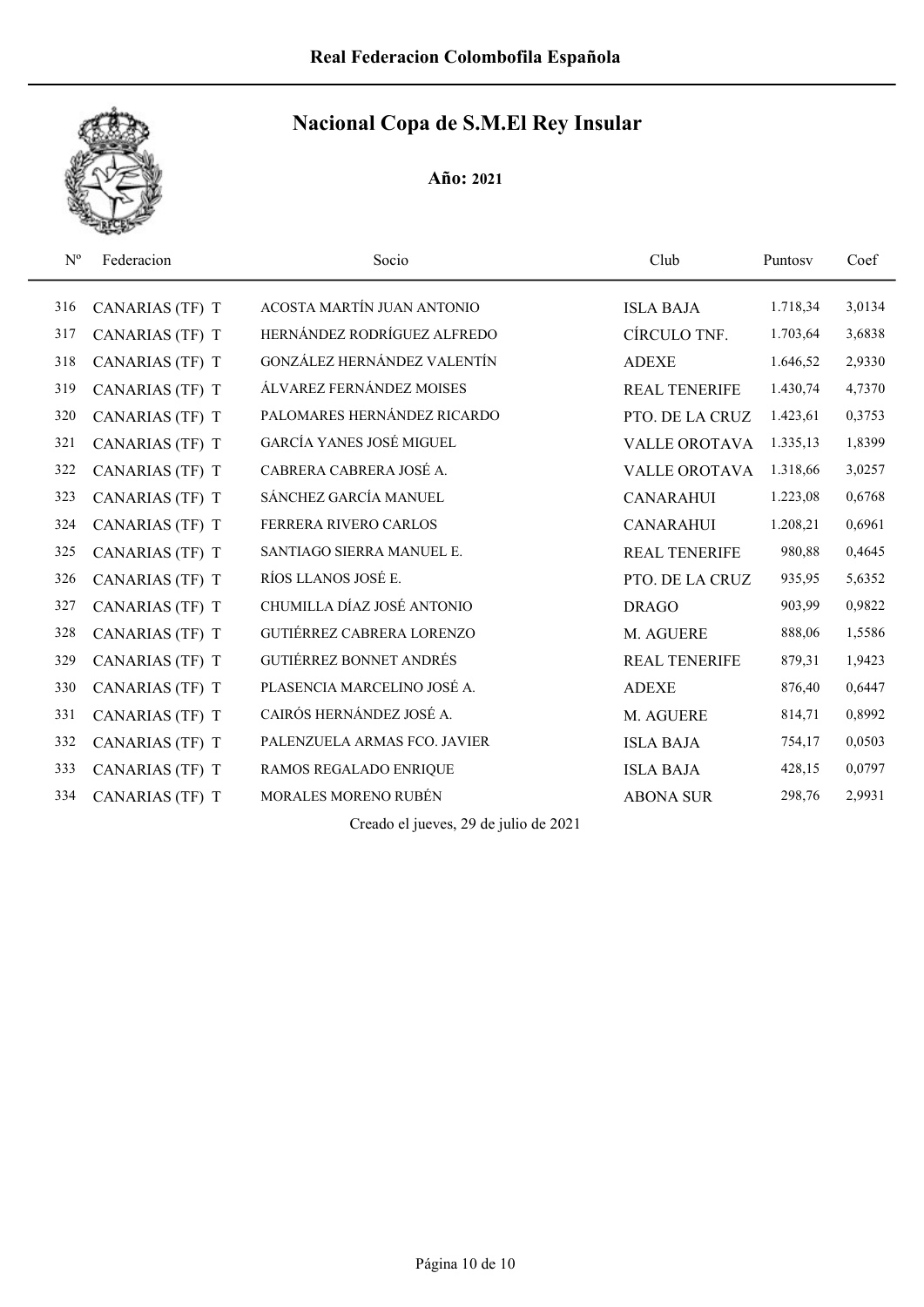# Real Federacion Colombofila Española

## Nacional Copa de S.M.El Rey Insular

**Año:** 2021

| Nº | Federacion | Socio | Club | Puntosv | Coef |
|---|---|---|---|---|---|
| 316 | CANARIAS (TF) T | ACOSTA MARTÍN JUAN ANTONIO | ISLA BAJA | 1.718,34 | 3,0134 |
| 317 | CANARIAS (TF) T | HERNÁNDEZ RODRÍGUEZ ALFREDO | CÍRCULO TNF. | 1.703,64 | 3,6838 |
| 318 | CANARIAS (TF) T | GONZÁLEZ HERNÁNDEZ VALENTÍN | ADEXE | 1.646,52 | 2,9330 |
| 319 | CANARIAS (TF) T | ÁLVAREZ FERNÁNDEZ MOISES | REAL TENERIFE | 1.430,74 | 4,7370 |
| 320 | CANARIAS (TF) T | PALOMARES HERNÁNDEZ RICARDO | PTO. DE LA CRUZ | 1.423,61 | 0,3753 |
| 321 | CANARIAS (TF) T | GARCÍA YANES JOSÉ MIGUEL | VALLE OROTAVA | 1.335,13 | 1,8399 |
| 322 | CANARIAS (TF) T | CABRERA CABRERA JOSÉ A. | VALLE OROTAVA | 1.318,66 | 3,0257 |
| 323 | CANARIAS (TF) T | SÁNCHEZ GARCÍA MANUEL | CANARAHUI | 1.223,08 | 0,6768 |
| 324 | CANARIAS (TF) T | FERRERA RIVERO CARLOS | CANARAHUI | 1.208,21 | 0,6961 |
| 325 | CANARIAS (TF) T | SANTIAGO SIERRA MANUEL E. | REAL TENERIFE | 980,88 | 0,4645 |
| 326 | CANARIAS (TF) T | RÍOS LLANOS JOSÉ E. | PTO. DE LA CRUZ | 935,95 | 5,6352 |
| 327 | CANARIAS (TF) T | CHUMILLA DÍAZ JOSÉ ANTONIO | DRAGO | 903,99 | 0,9822 |
| 328 | CANARIAS (TF) T | GUTIÉRREZ CABRERA LORENZO | M. AGUERE | 888,06 | 1,5586 |
| 329 | CANARIAS (TF) T | GUTIÉRREZ BONNET ANDRÉS | REAL TENERIFE | 879,31 | 1,9423 |
| 330 | CANARIAS (TF) T | PLASENCIA MARCELINO JOSÉ A. | ADEXE | 876,40 | 0,6447 |
| 331 | CANARIAS (TF) T | CAIRÓS HERNÁNDEZ JOSÉ A. | M. AGUERE | 814,71 | 0,8992 |
| 332 | CANARIAS (TF) T | PALENZUELA ARMAS FCO. JAVIER | ISLA BAJA | 754,17 | 0,0503 |
| 333 | CANARIAS (TF) T | RAMOS REGALADO ENRIQUE | ISLA BAJA | 428,15 | 0,0797 |
| 334 | CANARIAS (TF) T | MORALES MORENO RUBÉN | ABONA SUR | 298,76 | 2,9931 |

Creado el jueves, 29 de julio de 2021